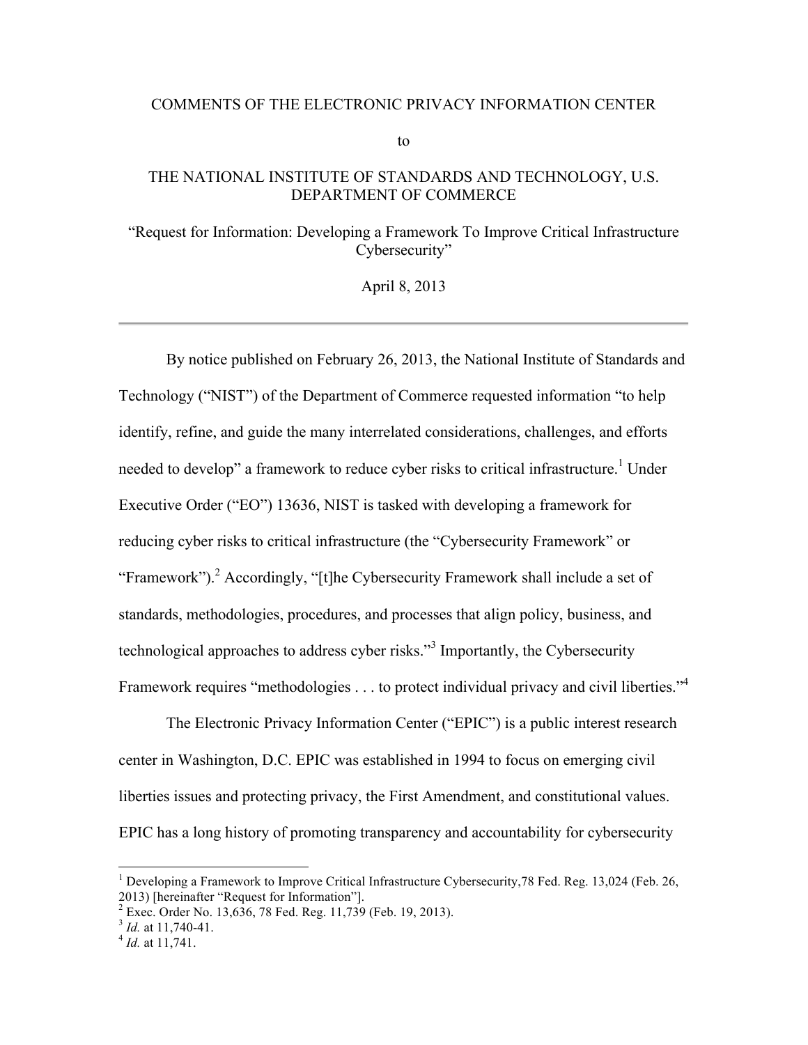COMMENTS OF THE ELECTRONIC PRIVACY INFORMATION CENTER

to

THE NATIONAL INSTITUTE OF STANDARDS AND TECHNOLOGY, U.S. DEPARTMENT OF COMMERCE

"Request for Information: Developing a Framework To Improve Critical Infrastructure Cybersecurity"

April 8, 2013

---

By notice published on February 26, 2013, the National Institute of Standards and Technology ("NIST") of the Department of Commerce requested information "to help identify, refine, and guide the many interrelated considerations, challenges, and efforts needed to develop" a framework to reduce cyber risks to critical infrastructure.[1] Under Executive Order ("EO") 13636, NIST is tasked with developing a framework for reducing cyber risks to critical infrastructure (the "Cybersecurity Framework" or "Framework").[2] Accordingly, "[t]he Cybersecurity Framework shall include a set of standards, methodologies, procedures, and processes that align policy, business, and technological approaches to address cyber risks."[3] Importantly, the Cybersecurity Framework requires "methodologies . . . to protect individual privacy and civil liberties."[4]

The Electronic Privacy Information Center ("EPIC") is a public interest research center in Washington, D.C. EPIC was established in 1994 to focus on emerging civil liberties issues and protecting privacy, the First Amendment, and constitutional values. EPIC has a long history of promoting transparency and accountability for cybersecurity

---

[1] Developing a Framework to Improve Critical Infrastructure Cybersecurity,78 Fed. Reg. 13,024 (Feb. 26, 2013) [hereinafter "Request for Information"].

[2] Exec. Order No. 13,636, 78 Fed. Reg. 11,739 (Feb. 19, 2013).

[3] *Id.* at 11,740-41.

[4] *Id.* at 11,741.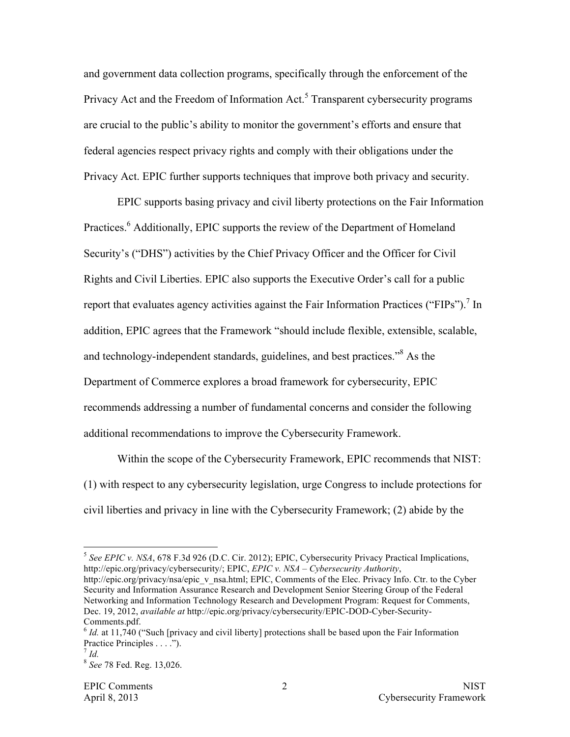and government data collection programs, specifically through the enforcement of the Privacy Act and the Freedom of Information Act.[5] Transparent cybersecurity programs are crucial to the public's ability to monitor the government's efforts and ensure that federal agencies respect privacy rights and comply with their obligations under the Privacy Act. EPIC further supports techniques that improve both privacy and security.

EPIC supports basing privacy and civil liberty protections on the Fair Information Practices.[6] Additionally, EPIC supports the review of the Department of Homeland Security's ("DHS") activities by the Chief Privacy Officer and the Officer for Civil Rights and Civil Liberties. EPIC also supports the Executive Order's call for a public report that evaluates agency activities against the Fair Information Practices ("FIPs").[7] In addition, EPIC agrees that the Framework "should include flexible, extensible, scalable, and technology-independent standards, guidelines, and best practices."[8] As the Department of Commerce explores a broad framework for cybersecurity, EPIC recommends addressing a number of fundamental concerns and consider the following additional recommendations to improve the Cybersecurity Framework.

Within the scope of the Cybersecurity Framework, EPIC recommends that NIST: (1) with respect to any cybersecurity legislation, urge Congress to include protections for civil liberties and privacy in line with the Cybersecurity Framework; (2) abide by the

---

[5] *See EPIC v. NSA*, 678 F.3d 926 (D.C. Cir. 2012); EPIC, Cybersecurity Privacy Practical Implications, http://epic.org/privacy/cybersecurity/; EPIC, *EPIC v. NSA – Cybersecurity Authority*, http://epic.org/privacy/nsa/epic_v_nsa.html; EPIC, Comments of the Elec. Privacy Info. Ctr. to the Cyber Security and Information Assurance Research and Development Senior Steering Group of the Federal Networking and Information Technology Research and Development Program: Request for Comments, Dec. 19, 2012, *available at* http://epic.org/privacy/cybersecurity/EPIC-DOD-Cyber-Security-Comments.pdf.

[6] *Id.* at 11,740 ("Such [privacy and civil liberty] protections shall be based upon the Fair Information Practice Principles . . . .").

[7] *Id.*

[8] *See* 78 Fed. Reg. 13,026.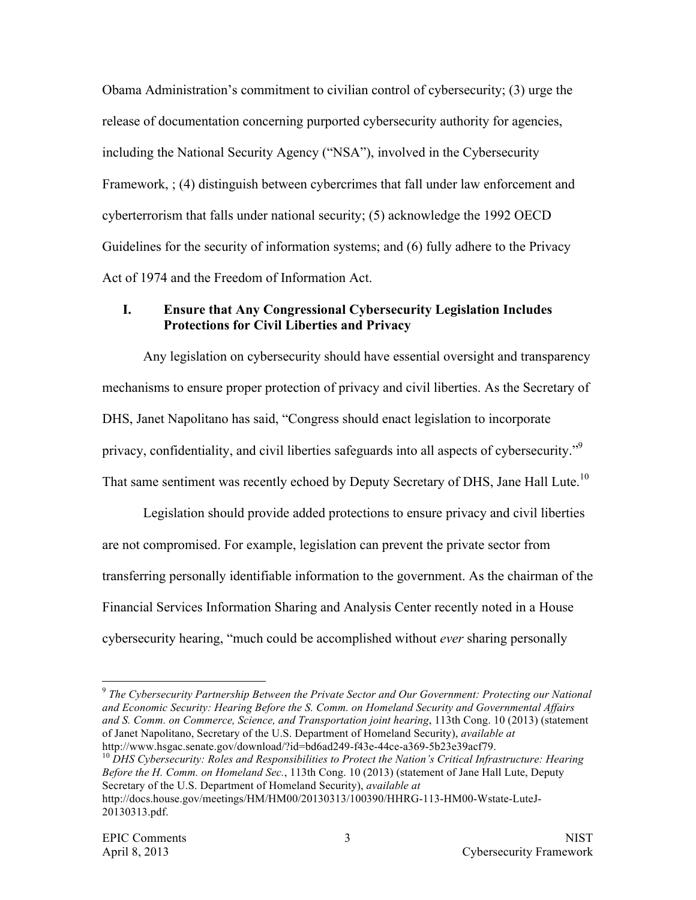Obama Administration's commitment to civilian control of cybersecurity; (3) urge the release of documentation concerning purported cybersecurity authority for agencies, including the National Security Agency ("NSA"), involved in the Cybersecurity Framework, ; (4) distinguish between cybercrimes that fall under law enforcement and cyberterrorism that falls under national security; (5) acknowledge the 1992 OECD Guidelines for the security of information systems; and (6) fully adhere to the Privacy Act of 1974 and the Freedom of Information Act.

## I. Ensure that Any Congressional Cybersecurity Legislation Includes Protections for Civil Liberties and Privacy

Any legislation on cybersecurity should have essential oversight and transparency mechanisms to ensure proper protection of privacy and civil liberties. As the Secretary of DHS, Janet Napolitano has said, "Congress should enact legislation to incorporate privacy, confidentiality, and civil liberties safeguards into all aspects of cybersecurity."[9] That same sentiment was recently echoed by Deputy Secretary of DHS, Jane Hall Lute.[10]

Legislation should provide added protections to ensure privacy and civil liberties are not compromised. For example, legislation can prevent the private sector from transferring personally identifiable information to the government. As the chairman of the Financial Services Information Sharing and Analysis Center recently noted in a House cybersecurity hearing, "much could be accomplished without *ever* sharing personally

---

[9] *The Cybersecurity Partnership Between the Private Sector and Our Government: Protecting our National and Economic Security: Hearing Before the S. Comm. on Homeland Security and Governmental Affairs and S. Comm. on Commerce, Science, and Transportation joint hearing*, 113th Cong. 10 (2013) (statement of Janet Napolitano, Secretary of the U.S. Department of Homeland Security), *available at* http://www.hsgac.senate.gov/download/?id=bd6ad249-f43e-44ce-a369-5b23e39acf79.

[10] *DHS Cybersecurity: Roles and Responsibilities to Protect the Nation's Critical Infrastructure: Hearing Before the H. Comm. on Homeland Sec.*, 113th Cong. 10 (2013) (statement of Jane Hall Lute, Deputy Secretary of the U.S. Department of Homeland Security), *available at* http://docs.house.gov/meetings/HM/HM00/20130313/100390/HHRG-113-HM00-Wstate-LuteJ-20130313.pdf.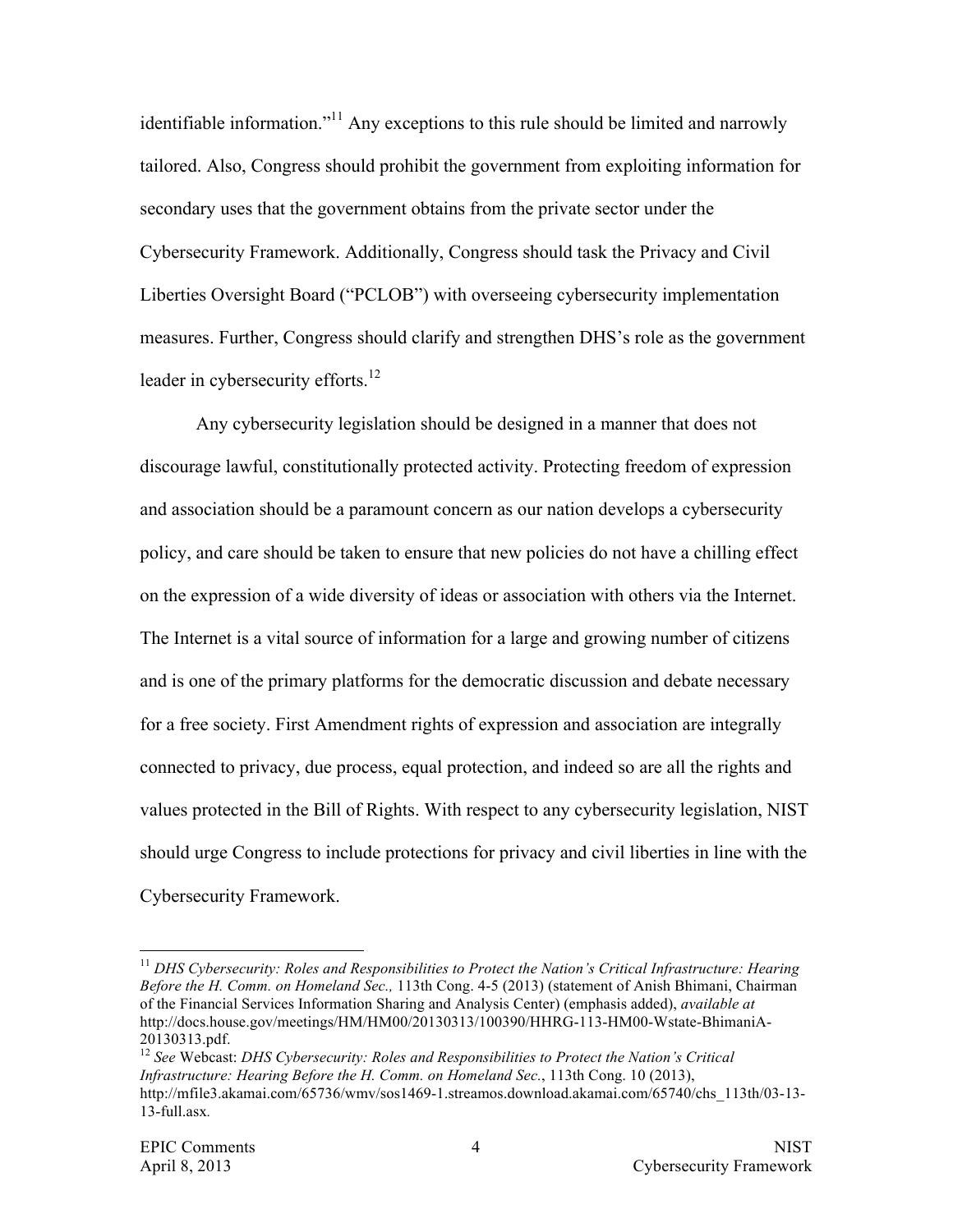identifiable information."[11] Any exceptions to this rule should be limited and narrowly tailored. Also, Congress should prohibit the government from exploiting information for secondary uses that the government obtains from the private sector under the Cybersecurity Framework. Additionally, Congress should task the Privacy and Civil Liberties Oversight Board ("PCLOB") with overseeing cybersecurity implementation measures. Further, Congress should clarify and strengthen DHS's role as the government leader in cybersecurity efforts.[12]

Any cybersecurity legislation should be designed in a manner that does not discourage lawful, constitutionally protected activity. Protecting freedom of expression and association should be a paramount concern as our nation develops a cybersecurity policy, and care should be taken to ensure that new policies do not have a chilling effect on the expression of a wide diversity of ideas or association with others via the Internet. The Internet is a vital source of information for a large and growing number of citizens and is one of the primary platforms for the democratic discussion and debate necessary for a free society. First Amendment rights of expression and association are integrally connected to privacy, due process, equal protection, and indeed so are all the rights and values protected in the Bill of Rights. With respect to any cybersecurity legislation, NIST should urge Congress to include protections for privacy and civil liberties in line with the Cybersecurity Framework.

---

[11] *DHS Cybersecurity: Roles and Responsibilities to Protect the Nation's Critical Infrastructure: Hearing Before the H. Comm. on Homeland Sec.,* 113th Cong. 4-5 (2013) (statement of Anish Bhimani, Chairman of the Financial Services Information Sharing and Analysis Center) (emphasis added), *available at* http://docs.house.gov/meetings/HM/HM00/20130313/100390/HHRG-113-HM00-Wstate-BhimaniA-20130313.pdf.

[12] *See* Webcast: *DHS Cybersecurity: Roles and Responsibilities to Protect the Nation's Critical Infrastructure: Hearing Before the H. Comm. on Homeland Sec.*, 113th Cong. 10 (2013), http://mfile3.akamai.com/65736/wmv/sos1469-1.streamos.download.akamai.com/65740/chs_113th/03-13-13-full.asx.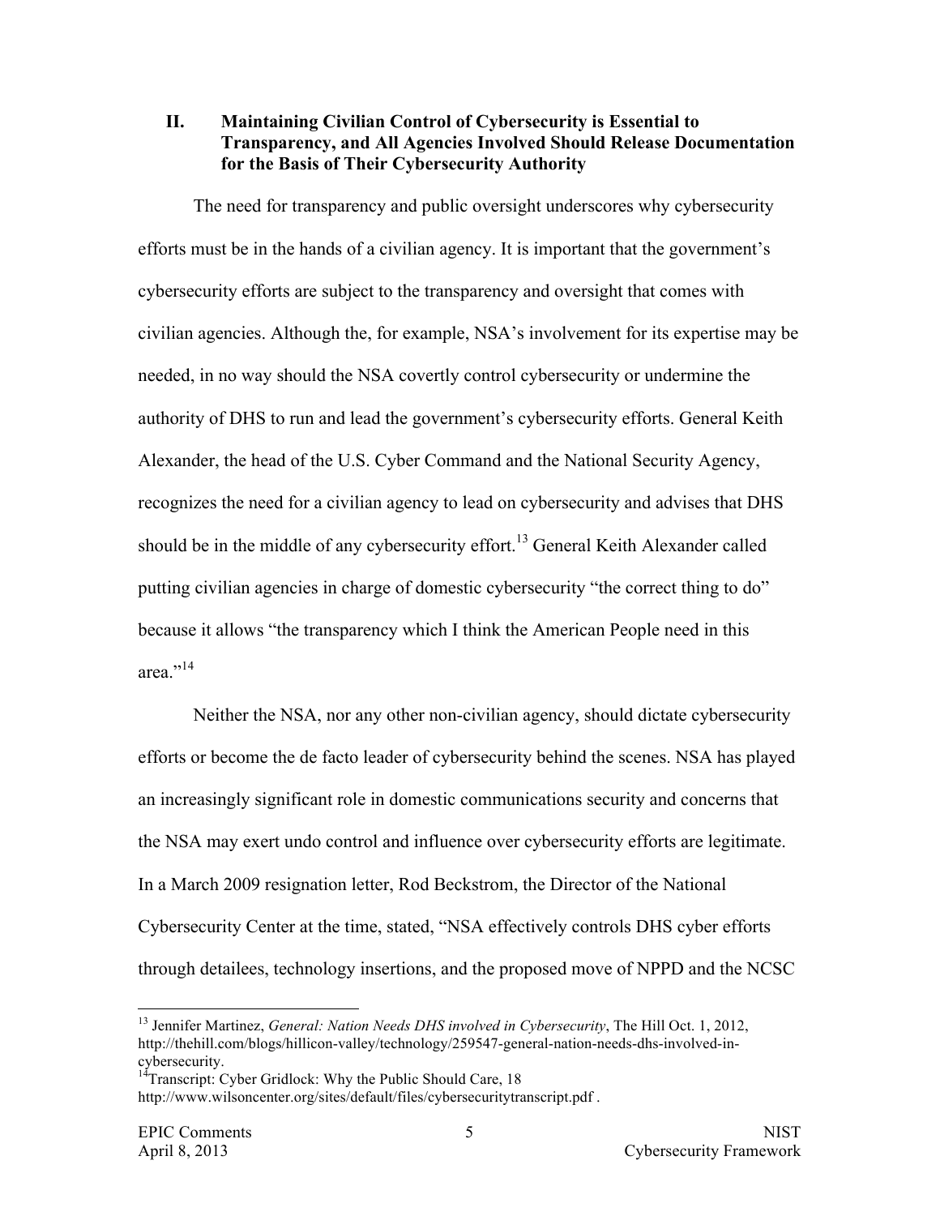## II. Maintaining Civilian Control of Cybersecurity is Essential to Transparency, and All Agencies Involved Should Release Documentation for the Basis of Their Cybersecurity Authority

The need for transparency and public oversight underscores why cybersecurity efforts must be in the hands of a civilian agency. It is important that the government's cybersecurity efforts are subject to the transparency and oversight that comes with civilian agencies. Although the, for example, NSA's involvement for its expertise may be needed, in no way should the NSA covertly control cybersecurity or undermine the authority of DHS to run and lead the government's cybersecurity efforts. General Keith Alexander, the head of the U.S. Cyber Command and the National Security Agency, recognizes the need for a civilian agency to lead on cybersecurity and advises that DHS should be in the middle of any cybersecurity effort.[13] General Keith Alexander called putting civilian agencies in charge of domestic cybersecurity "the correct thing to do" because it allows "the transparency which I think the American People need in this area."[14]

Neither the NSA, nor any other non-civilian agency, should dictate cybersecurity efforts or become the de facto leader of cybersecurity behind the scenes. NSA has played an increasingly significant role in domestic communications security and concerns that the NSA may exert undo control and influence over cybersecurity efforts are legitimate. In a March 2009 resignation letter, Rod Beckstrom, the Director of the National Cybersecurity Center at the time, stated, "NSA effectively controls DHS cyber efforts through detailees, technology insertions, and the proposed move of NPPD and the NCSC

---

[13] Jennifer Martinez, *General: Nation Needs DHS involved in Cybersecurity*, The Hill Oct. 1, 2012, http://thehill.com/blogs/hillicon-valley/technology/259547-general-nation-needs-dhs-involved-in-cybersecurity.

[14] Transcript: Cyber Gridlock: Why the Public Should Care, 18 http://www.wilsoncenter.org/sites/default/files/cybersecuritytranscript.pdf .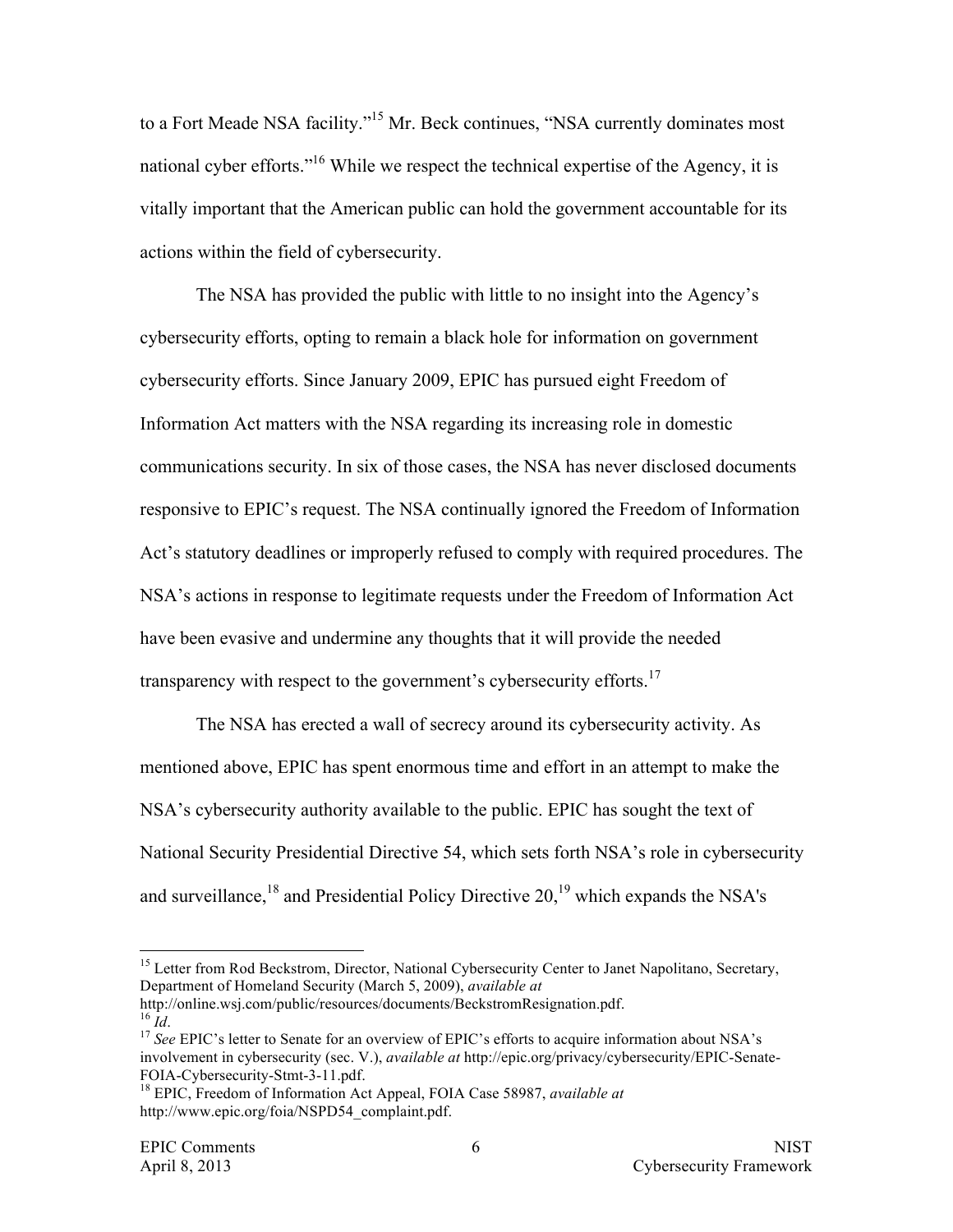to a Fort Meade NSA facility."[15] Mr. Beck continues, "NSA currently dominates most national cyber efforts."[16] While we respect the technical expertise of the Agency, it is vitally important that the American public can hold the government accountable for its actions within the field of cybersecurity.

The NSA has provided the public with little to no insight into the Agency's cybersecurity efforts, opting to remain a black hole for information on government cybersecurity efforts. Since January 2009, EPIC has pursued eight Freedom of Information Act matters with the NSA regarding its increasing role in domestic communications security. In six of those cases, the NSA has never disclosed documents responsive to EPIC's request. The NSA continually ignored the Freedom of Information Act's statutory deadlines or improperly refused to comply with required procedures. The NSA's actions in response to legitimate requests under the Freedom of Information Act have been evasive and undermine any thoughts that it will provide the needed transparency with respect to the government's cybersecurity efforts.[17]

The NSA has erected a wall of secrecy around its cybersecurity activity. As mentioned above, EPIC has spent enormous time and effort in an attempt to make the NSA's cybersecurity authority available to the public. EPIC has sought the text of National Security Presidential Directive 54, which sets forth NSA's role in cybersecurity and surveillance,[18] and Presidential Policy Directive 20,[19] which expands the NSA's

---

[15] Letter from Rod Beckstrom, Director, National Cybersecurity Center to Janet Napolitano, Secretary, Department of Homeland Security (March 5, 2009), *available at* http://online.wsj.com/public/resources/documents/BeckstromResignation.pdf.

[16] *Id*.

[17] *See* EPIC's letter to Senate for an overview of EPIC's efforts to acquire information about NSA's involvement in cybersecurity (sec. V.), *available at* http://epic.org/privacy/cybersecurity/EPIC-Senate-FOIA-Cybersecurity-Stmt-3-11.pdf.

[18] EPIC, Freedom of Information Act Appeal, FOIA Case 58987, *available at* http://www.epic.org/foia/NSPD54_complaint.pdf.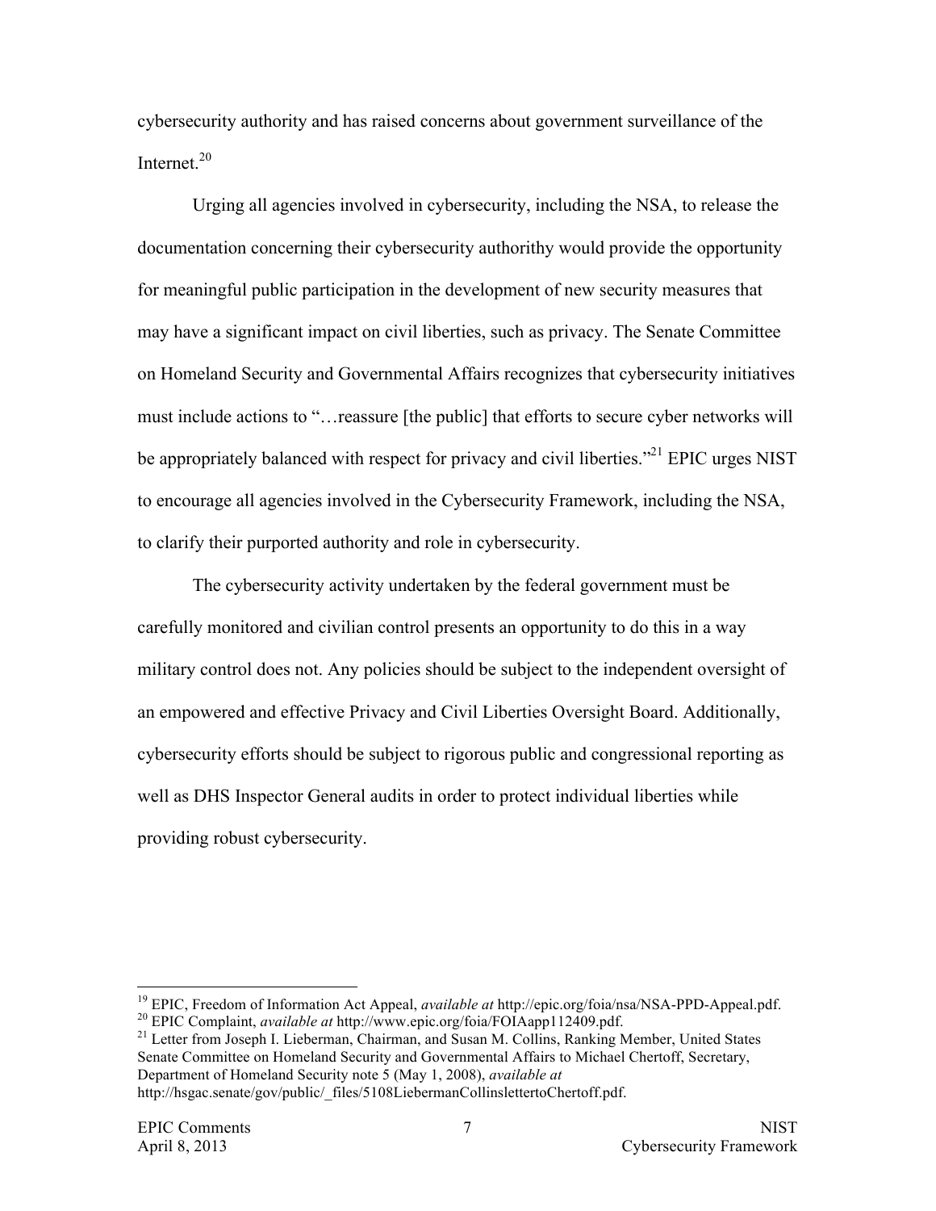cybersecurity authority and has raised concerns about government surveillance of the Internet.[20]

Urging all agencies involved in cybersecurity, including the NSA, to release the documentation concerning their cybersecurity authorithy would provide the opportunity for meaningful public participation in the development of new security measures that may have a significant impact on civil liberties, such as privacy. The Senate Committee on Homeland Security and Governmental Affairs recognizes that cybersecurity initiatives must include actions to "…reassure [the public] that efforts to secure cyber networks will be appropriately balanced with respect for privacy and civil liberties."[21] EPIC urges NIST to encourage all agencies involved in the Cybersecurity Framework, including the NSA, to clarify their purported authority and role in cybersecurity.

The cybersecurity activity undertaken by the federal government must be carefully monitored and civilian control presents an opportunity to do this in a way military control does not. Any policies should be subject to the independent oversight of an empowered and effective Privacy and Civil Liberties Oversight Board. Additionally, cybersecurity efforts should be subject to rigorous public and congressional reporting as well as DHS Inspector General audits in order to protect individual liberties while providing robust cybersecurity.

---

[19] EPIC, Freedom of Information Act Appeal, *available at* http://epic.org/foia/nsa/NSA-PPD-Appeal.pdf.

[20] EPIC Complaint, *available at* http://www.epic.org/foia/FOIAapp112409.pdf.

[21] Letter from Joseph I. Lieberman, Chairman, and Susan M. Collins, Ranking Member, United States Senate Committee on Homeland Security and Governmental Affairs to Michael Chertoff, Secretary, Department of Homeland Security note 5 (May 1, 2008), *available at* http://hsgac.senate/gov/public/_files/5108LiebermanCollinslettertoChertoff.pdf.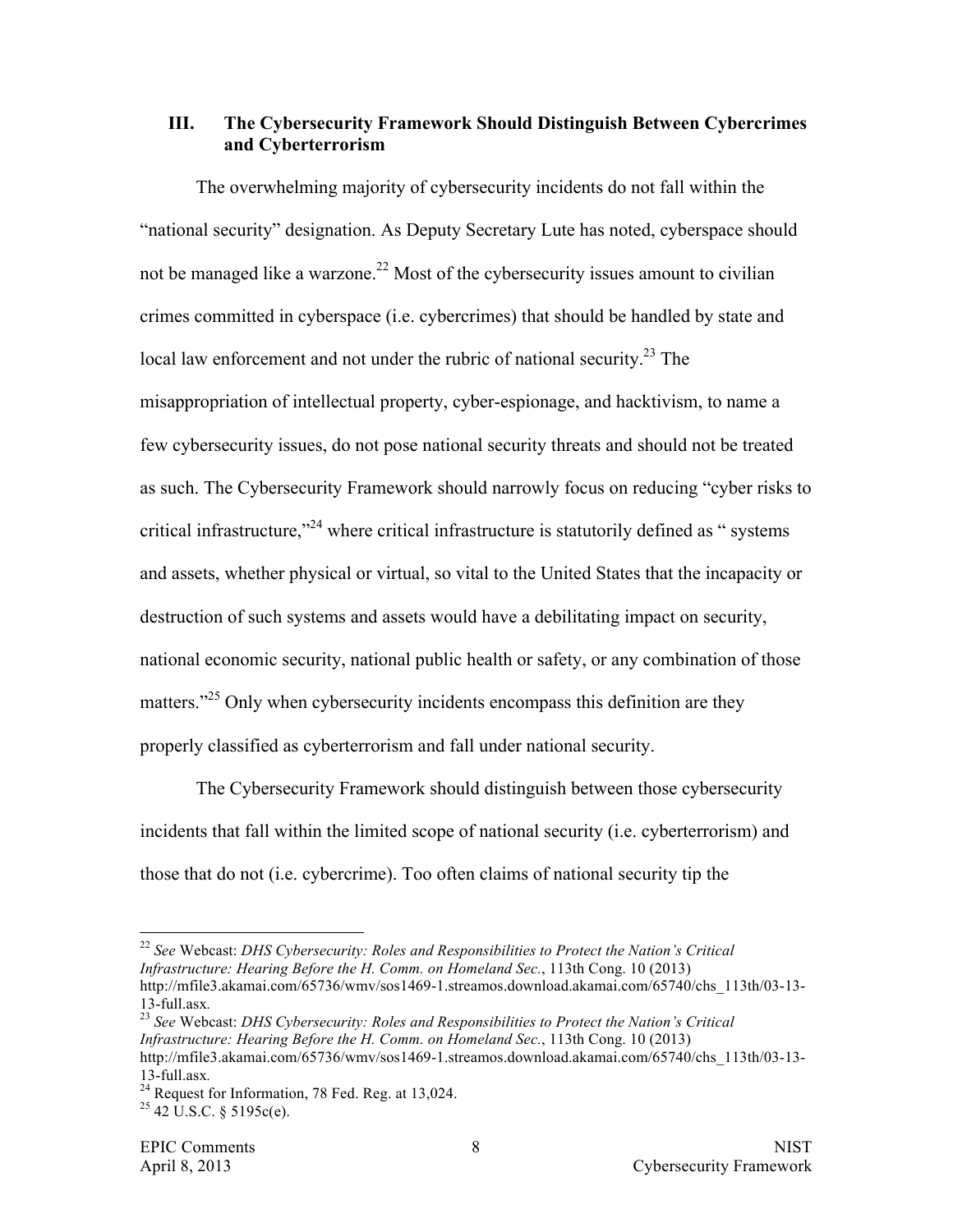## III. The Cybersecurity Framework Should Distinguish Between Cybercrimes and Cyberterrorism

The overwhelming majority of cybersecurity incidents do not fall within the "national security" designation. As Deputy Secretary Lute has noted, cyberspace should not be managed like a warzone.[22] Most of the cybersecurity issues amount to civilian crimes committed in cyberspace (i.e. cybercrimes) that should be handled by state and local law enforcement and not under the rubric of national security.[23] The misappropriation of intellectual property, cyber-espionage, and hacktivism, to name a few cybersecurity issues, do not pose national security threats and should not be treated as such. The Cybersecurity Framework should narrowly focus on reducing "cyber risks to critical infrastructure,"[24] where critical infrastructure is statutorily defined as " systems and assets, whether physical or virtual, so vital to the United States that the incapacity or destruction of such systems and assets would have a debilitating impact on security, national economic security, national public health or safety, or any combination of those matters."[25] Only when cybersecurity incidents encompass this definition are they properly classified as cyberterrorism and fall under national security.

The Cybersecurity Framework should distinguish between those cybersecurity incidents that fall within the limited scope of national security (i.e. cyberterrorism) and those that do not (i.e. cybercrime). Too often claims of national security tip the

---

[22] *See* Webcast: *DHS Cybersecurity: Roles and Responsibilities to Protect the Nation's Critical Infrastructure: Hearing Before the H. Comm. on Homeland Sec.*, 113th Cong. 10 (2013) http://mfile3.akamai.com/65736/wmv/sos1469-1.streamos.download.akamai.com/65740/chs_113th/03-13-13-full.asx.

[23] *See* Webcast: *DHS Cybersecurity: Roles and Responsibilities to Protect the Nation's Critical Infrastructure: Hearing Before the H. Comm. on Homeland Sec.*, 113th Cong. 10 (2013) http://mfile3.akamai.com/65736/wmv/sos1469-1.streamos.download.akamai.com/65740/chs_113th/03-13-13-full.asx.

[24] Request for Information, 78 Fed. Reg. at 13,024.

[25] 42 U.S.C. § 5195c(e).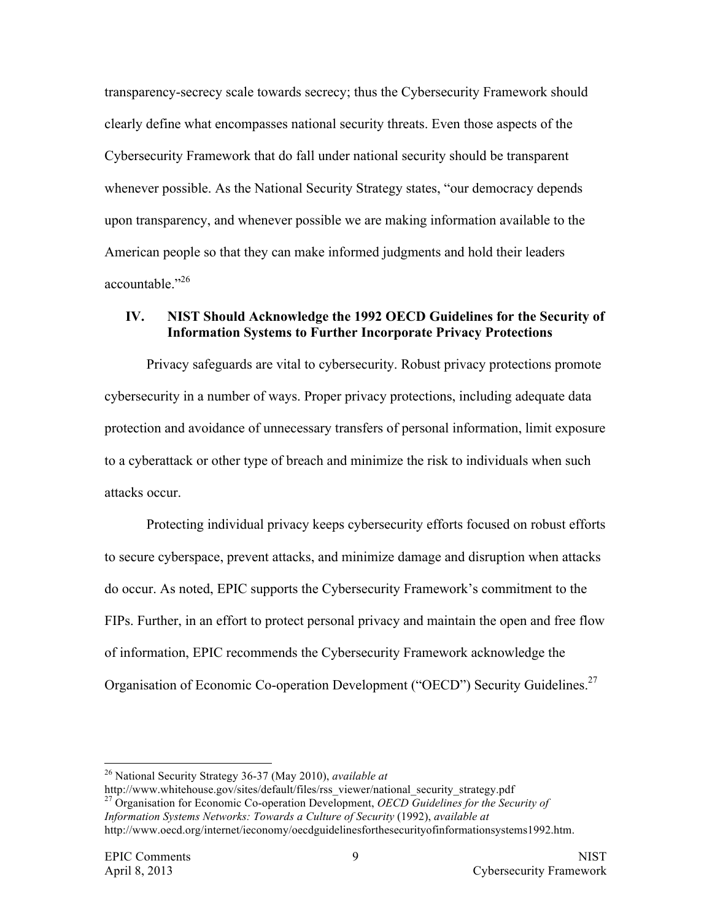transparency-secrecy scale towards secrecy; thus the Cybersecurity Framework should clearly define what encompasses national security threats. Even those aspects of the Cybersecurity Framework that do fall under national security should be transparent whenever possible. As the National Security Strategy states, "our democracy depends upon transparency, and whenever possible we are making information available to the American people so that they can make informed judgments and hold their leaders accountable."[26]

## IV. NIST Should Acknowledge the 1992 OECD Guidelines for the Security of Information Systems to Further Incorporate Privacy Protections

Privacy safeguards are vital to cybersecurity. Robust privacy protections promote cybersecurity in a number of ways. Proper privacy protections, including adequate data protection and avoidance of unnecessary transfers of personal information, limit exposure to a cyberattack or other type of breach and minimize the risk to individuals when such attacks occur.

Protecting individual privacy keeps cybersecurity efforts focused on robust efforts to secure cyberspace, prevent attacks, and minimize damage and disruption when attacks do occur. As noted, EPIC supports the Cybersecurity Framework's commitment to the FIPs. Further, in an effort to protect personal privacy and maintain the open and free flow of information, EPIC recommends the Cybersecurity Framework acknowledge the Organisation of Economic Co-operation Development ("OECD") Security Guidelines.[27]

---

[26] National Security Strategy 36-37 (May 2010), *available at* http://www.whitehouse.gov/sites/default/files/rss_viewer/national_security_strategy.pdf

[27] Organisation for Economic Co-operation Development, *OECD Guidelines for the Security of Information Systems Networks: Towards a Culture of Security* (1992), *available at* http://www.oecd.org/internet/ieconomy/oecdguidelinesforthesecurityofinformationsystems1992.htm.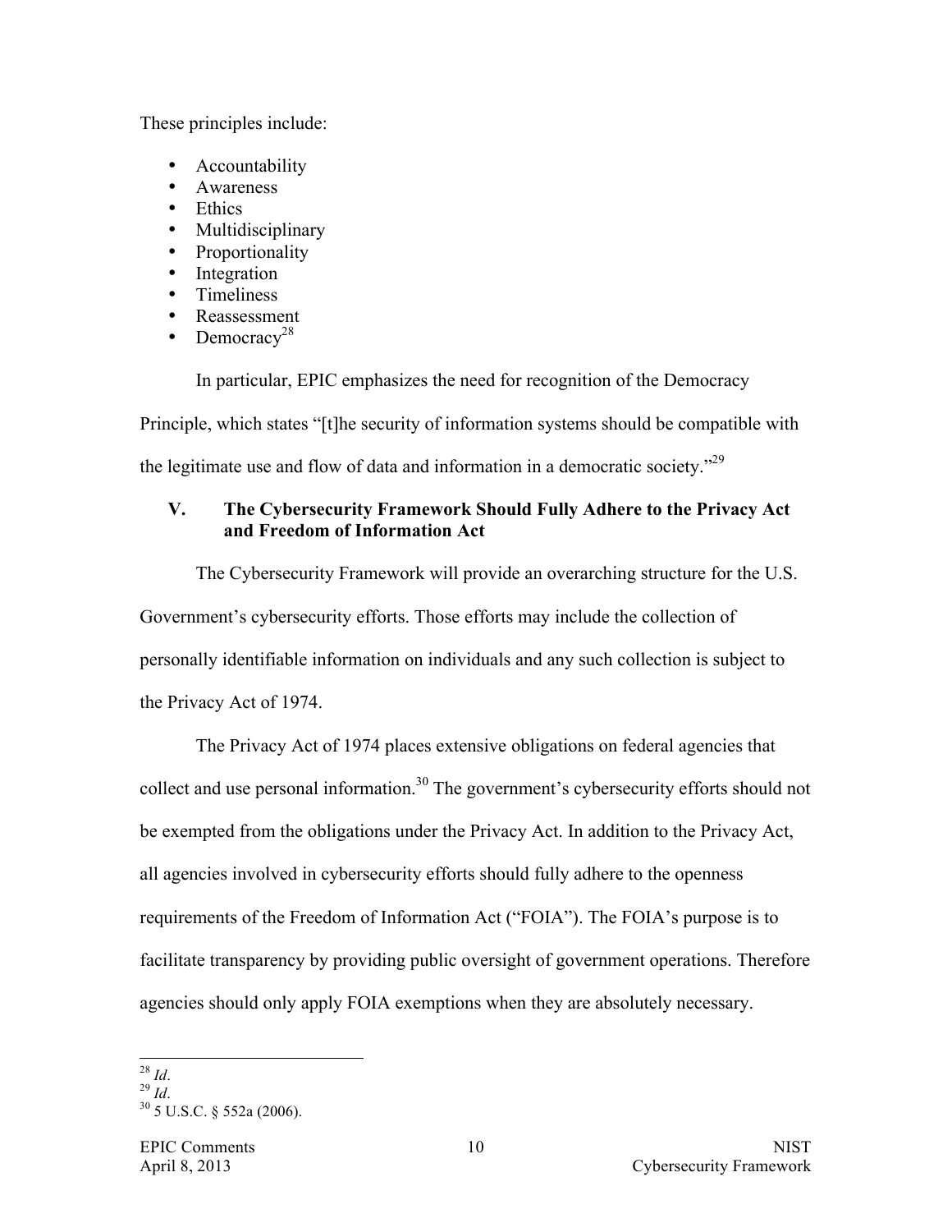These principles include:

- Accountability
- Awareness
- Ethics
- Multidisciplinary
- Proportionality
- Integration
- Timeliness
- Reassessment
- Democracy[28]

In particular, EPIC emphasizes the need for recognition of the Democracy Principle, which states "[t]he security of information systems should be compatible with the legitimate use and flow of data and information in a democratic society."[29]

## V. The Cybersecurity Framework Should Fully Adhere to the Privacy Act and Freedom of Information Act

The Cybersecurity Framework will provide an overarching structure for the U.S. Government's cybersecurity efforts. Those efforts may include the collection of personally identifiable information on individuals and any such collection is subject to the Privacy Act of 1974.

The Privacy Act of 1974 places extensive obligations on federal agencies that collect and use personal information.[30] The government's cybersecurity efforts should not be exempted from the obligations under the Privacy Act. In addition to the Privacy Act, all agencies involved in cybersecurity efforts should fully adhere to the openness requirements of the Freedom of Information Act ("FOIA"). The FOIA's purpose is to facilitate transparency by providing public oversight of government operations. Therefore agencies should only apply FOIA exemptions when they are absolutely necessary.

---

[28] *Id*.

[29] *Id*.

[30] 5 U.S.C. § 552a (2006).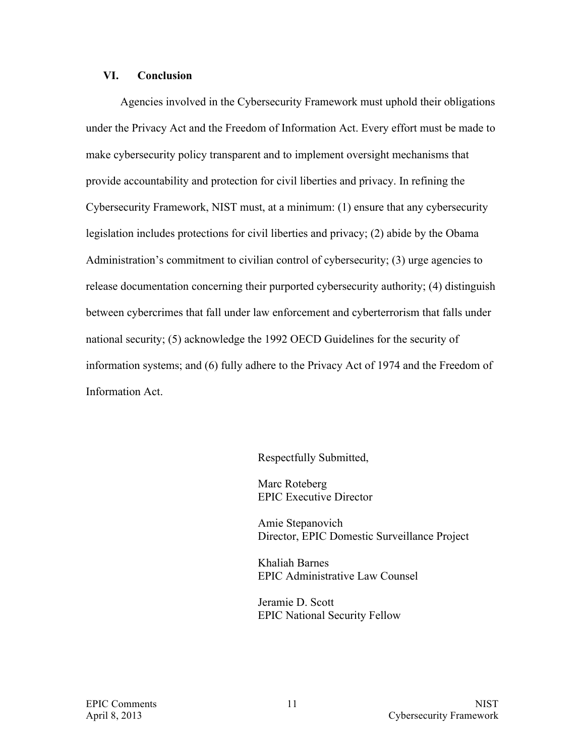## VI. Conclusion

Agencies involved in the Cybersecurity Framework must uphold their obligations under the Privacy Act and the Freedom of Information Act. Every effort must be made to make cybersecurity policy transparent and to implement oversight mechanisms that provide accountability and protection for civil liberties and privacy. In refining the Cybersecurity Framework, NIST must, at a minimum: (1) ensure that any cybersecurity legislation includes protections for civil liberties and privacy; (2) abide by the Obama Administration's commitment to civilian control of cybersecurity; (3) urge agencies to release documentation concerning their purported cybersecurity authority; (4) distinguish between cybercrimes that fall under law enforcement and cyberterrorism that falls under national security; (5) acknowledge the 1992 OECD Guidelines for the security of information systems; and (6) fully adhere to the Privacy Act of 1974 and the Freedom of Information Act.

Respectfully Submitted,

Marc Roteberg
EPIC Executive Director

Amie Stepanovich
Director, EPIC Domestic Surveillance Project

Khaliah Barnes
EPIC Administrative Law Counsel

Jeramie D. Scott
EPIC National Security Fellow